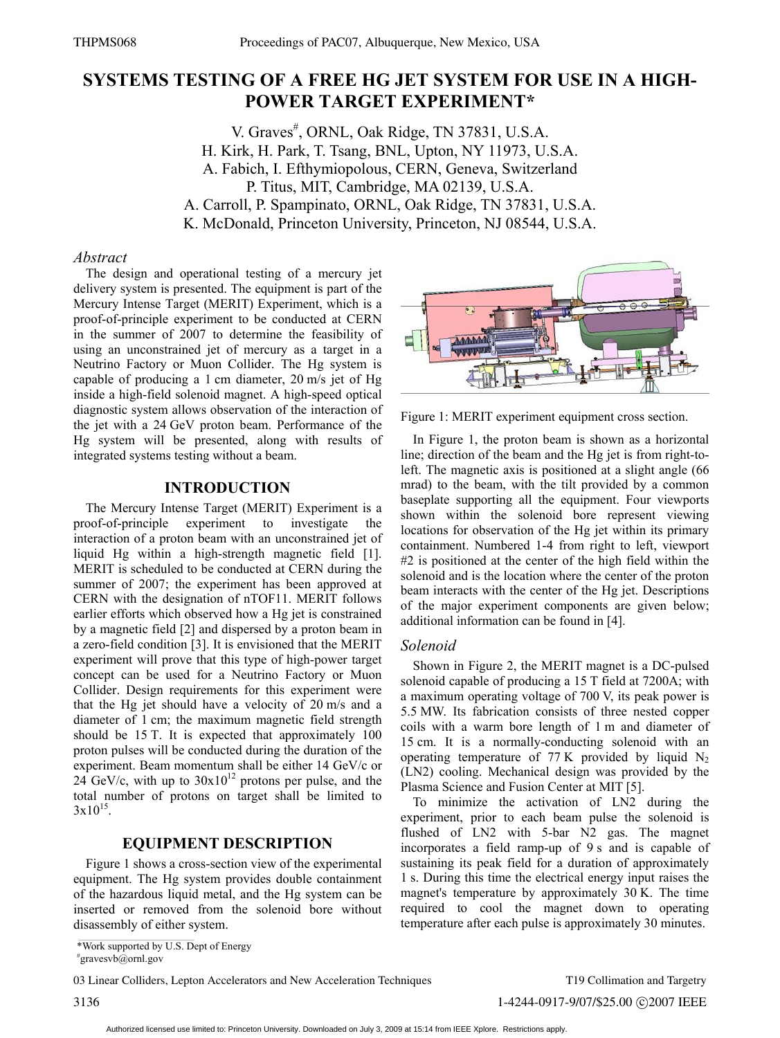# SYSTEMS TESTING OF A FREE HG JET SYSTEM FOR USE IN A HIGH-POWER TARGET EXPERIMENT*

V. Graves[#], ORNL, Oak Ridge, TN 37831, U.S.A.
H. Kirk, H. Park, T. Tsang, BNL, Upton, NY 11973, U.S.A.
A. Fabich, I. Efthymiopolous, CERN, Geneva, Switzerland
P. Titus, MIT, Cambridge, MA 02139, U.S.A.
A. Carroll, P. Spampinato, ORNL, Oak Ridge, TN 37831, U.S.A.
K. McDonald, Princeton University, Princeton, NJ 08544, U.S.A.

## *Abstract*

The design and operational testing of a mercury jet delivery system is presented. The equipment is part of the Mercury Intense Target (MERIT) Experiment, which is a proof-of-principle experiment to be conducted at CERN in the summer of 2007 to determine the feasibility of using an unconstrained jet of mercury as a target in a Neutrino Factory or Muon Collider. The Hg system is capable of producing a 1 cm diameter, 20 m/s jet of Hg inside a high-field solenoid magnet. A high-speed optical diagnostic system allows observation of the interaction of the jet with a 24 GeV proton beam. Performance of the Hg system will be presented, along with results of integrated systems testing without a beam.

## INTRODUCTION

The Mercury Intense Target (MERIT) Experiment is a proof-of-principle experiment to investigate the interaction of a proton beam with an unconstrained jet of liquid Hg within a high-strength magnetic field [1]. MERIT is scheduled to be conducted at CERN during the summer of 2007; the experiment has been approved at CERN with the designation of nTOF11. MERIT follows earlier efforts which observed how a Hg jet is constrained by a magnetic field [2] and dispersed by a proton beam in a zero-field condition [3]. It is envisioned that the MERIT experiment will prove that this type of high-power target concept can be used for a Neutrino Factory or Muon Collider. Design requirements for this experiment were that the Hg jet should have a velocity of 20 m/s and a diameter of 1 cm; the maximum magnetic field strength should be 15 T. It is expected that approximately 100 proton pulses will be conducted during the duration of the experiment. Beam momentum shall be either 14 GeV/c or 24 GeV/c, with up to $30 \times 10^{12}$ protons per pulse, and the total number of protons on target shall be limited to $3 \times 10^{15}$.

## EQUIPMENT DESCRIPTION

Figure 1 shows a cross-section view of the experimental equipment. The Hg system provides double containment of the hazardous liquid metal, and the Hg system can be inserted or removed from the solenoid bore without disassembly of either system.

Figure 1: MERIT experiment equipment cross section.

In Figure 1, the proton beam is shown as a horizontal line; direction of the beam and the Hg jet is from right-to-left. The magnetic axis is positioned at a slight angle (66 mrad) to the beam, with the tilt provided by a common baseplate supporting all the equipment. Four viewports shown within the solenoid bore represent viewing locations for observation of the Hg jet within its primary containment. Numbered 1-4 from right to left, viewport #2 is positioned at the center of the high field within the solenoid and is the location where the center of the proton beam interacts with the center of the Hg jet. Descriptions of the major experiment components are given below; additional information can be found in [4].

### *Solenoid*

Shown in Figure 2, the MERIT magnet is a DC-pulsed solenoid capable of producing a 15 T field at 7200A; with a maximum operating voltage of 700 V, its peak power is 5.5 MW. Its fabrication consists of three nested copper coils with a warm bore length of 1 m and diameter of 15 cm. It is a normally-conducting solenoid with an operating temperature of 77 K provided by liquid $N_2$ (LN2) cooling. Mechanical design was provided by the Plasma Science and Fusion Center at MIT [5].

To minimize the activation of LN2 during the experiment, prior to each beam pulse the solenoid is flushed of LN2 with 5-bar N2 gas. The magnet incorporates a field ramp-up of 9 s and is capable of sustaining its peak field for a duration of approximately 1 s. During this time the electrical energy input raises the magnet's temperature by approximately 30 K. The time required to cool the magnet down to operating temperature after each pulse is approximately 30 minutes.

*Work supported by U.S. Dept of Energy
[#]gravesvb@ornl.gov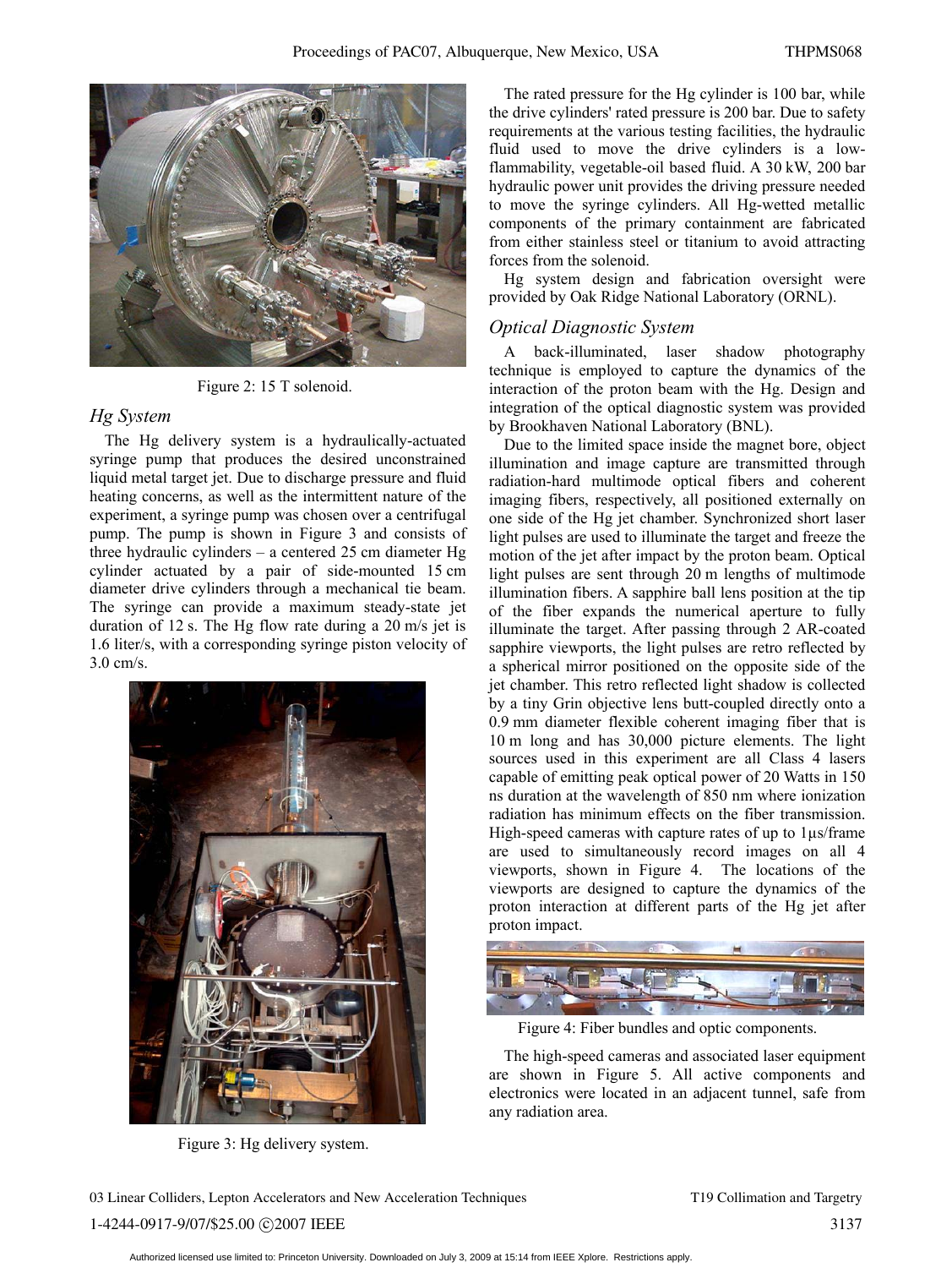Figure 2: 15 T solenoid.

## *Hg System*

The Hg delivery system is a hydraulically-actuated syringe pump that produces the desired unconstrained liquid metal target jet. Due to discharge pressure and fluid heating concerns, as well as the intermittent nature of the experiment, a syringe pump was chosen over a centrifugal pump. The pump is shown in Figure 3 and consists of three hydraulic cylinders – a centered 25 cm diameter Hg cylinder actuated by a pair of side-mounted 15 cm diameter drive cylinders through a mechanical tie beam. The syringe can provide a maximum steady-state jet duration of 12 s. The Hg flow rate during a 20 m/s jet is 1.6 liter/s, with a corresponding syringe piston velocity of 3.0 cm/s.

Figure 3: Hg delivery system.

The rated pressure for the Hg cylinder is 100 bar, while the drive cylinders' rated pressure is 200 bar. Due to safety requirements at the various testing facilities, the hydraulic fluid used to move the drive cylinders is a low-flammability, vegetable-oil based fluid. A 30 kW, 200 bar hydraulic power unit provides the driving pressure needed to move the syringe cylinders. All Hg-wetted metallic components of the primary containment are fabricated from either stainless steel or titanium to avoid attracting forces from the solenoid.

Hg system design and fabrication oversight were provided by Oak Ridge National Laboratory (ORNL).

## *Optical Diagnostic System*

A back-illuminated, laser shadow photography technique is employed to capture the dynamics of the interaction of the proton beam with the Hg. Design and integration of the optical diagnostic system was provided by Brookhaven National Laboratory (BNL).

Due to the limited space inside the magnet bore, object illumination and image capture are transmitted through radiation-hard multimode optical fibers and coherent imaging fibers, respectively, all positioned externally on one side of the Hg jet chamber. Synchronized short laser light pulses are used to illuminate the target and freeze the motion of the jet after impact by the proton beam. Optical light pulses are sent through 20 m lengths of multimode illumination fibers. A sapphire ball lens position at the tip of the fiber expands the numerical aperture to fully illuminate the target. After passing through 2 AR-coated sapphire viewports, the light pulses are retro reflected by a spherical mirror positioned on the opposite side of the jet chamber. This retro reflected light shadow is collected by a tiny Grin objective lens butt-coupled directly onto a 0.9 mm diameter flexible coherent imaging fiber that is 10 m long and has 30,000 picture elements. The light sources used in this experiment are all Class 4 lasers capable of emitting peak optical power of 20 Watts in 150 ns duration at the wavelength of 850 nm where ionization radiation has minimum effects on the fiber transmission. High-speed cameras with capture rates of up to 1μs/frame are used to simultaneously record images on all 4 viewports, shown in Figure 4. The locations of the viewports are designed to capture the dynamics of the proton interaction at different parts of the Hg jet after proton impact.

Figure 4: Fiber bundles and optic components.

The high-speed cameras and associated laser equipment are shown in Figure 5. All active components and electronics were located in an adjacent tunnel, safe from any radiation area.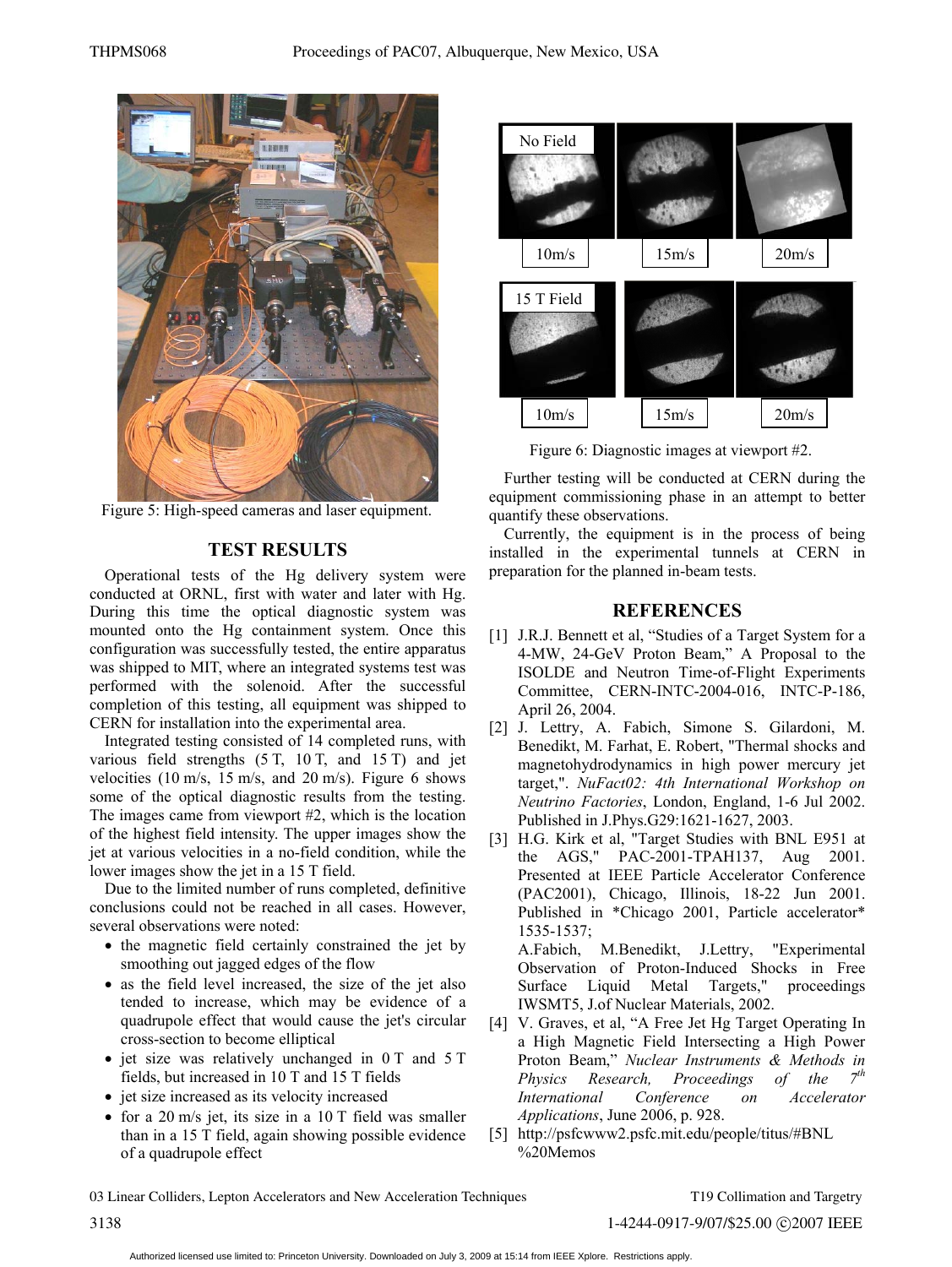Figure 5: High-speed cameras and laser equipment.

## TEST RESULTS

Operational tests of the Hg delivery system were conducted at ORNL, first with water and later with Hg. During this time the optical diagnostic system was mounted onto the Hg containment system. Once this configuration was successfully tested, the entire apparatus was shipped to MIT, where an integrated systems test was performed with the solenoid. After the successful completion of this testing, all equipment was shipped to CERN for installation into the experimental area.

Integrated testing consisted of 14 completed runs, with various field strengths (5 T, 10 T, and 15 T) and jet velocities (10 m/s, 15 m/s, and 20 m/s). Figure 6 shows some of the optical diagnostic results from the testing. The images came from viewport #2, which is the location of the highest field intensity. The upper images show the jet at various velocities in a no-field condition, while the lower images show the jet in a 15 T field.

Due to the limited number of runs completed, definitive conclusions could not be reached in all cases. However, several observations were noted:

- the magnetic field certainly constrained the jet by smoothing out jagged edges of the flow
- as the field level increased, the size of the jet also tended to increase, which may be evidence of a quadrupole effect that would cause the jet's circular cross-section to become elliptical
- jet size was relatively unchanged in 0 T and 5 T fields, but increased in 10 T and 15 T fields
- jet size increased as its velocity increased
- for a 20 m/s jet, its size in a 10 T field was smaller than in a 15 T field, again showing possible evidence of a quadrupole effect

No Field

10m/s

15m/s

20m/s

15 T Field

10m/s

15m/s

20m/s

Figure 6: Diagnostic images at viewport #2.

Further testing will be conducted at CERN during the equipment commissioning phase in an attempt to better quantify these observations.

Currently, the equipment is in the process of being installed in the experimental tunnels at CERN in preparation for the planned in-beam tests.

## REFERENCES

[1] J.R.J. Bennett et al, "Studies of a Target System for a 4-MW, 24-GeV Proton Beam," A Proposal to the ISOLDE and Neutron Time-of-Flight Experiments Committee, CERN-INTC-2004-016, INTC-P-186, April 26, 2004.

[2] J. Lettry, A. Fabich, Simone S. Gilardoni, M. Benedikt, M. Farhat, E. Robert, "Thermal shocks and magnetohydrodynamics in high power mercury jet target,". *NuFact02: 4th International Workshop on Neutrino Factories*, London, England, 1-6 Jul 2002. Published in J.Phys.G29:1621-1627, 2003.

[3] H.G. Kirk et al, "Target Studies with BNL E951 at the AGS," PAC-2001-TPAH137, Aug 2001. Presented at IEEE Particle Accelerator Conference (PAC2001), Chicago, Illinois, 18-22 Jun 2001. Published in *Chicago 2001, Particle accelerator* 1535-1537;
A.Fabich, M.Benedikt, J.Lettry, "Experimental Observation of Proton-Induced Shocks in Free Surface Liquid Metal Targets," proceedings IWSMT5, J.of Nuclear Materials, 2002.

[4] V. Graves, et al, "A Free Jet Hg Target Operating In a High Magnetic Field Intersecting a High Power Proton Beam," *Nuclear Instruments & Methods in Physics Research, Proceedings of the 7th International Conference on Accelerator Applications*, June 2006, p. 928.

[5] http://psfcwww2.psfc.mit.edu/people/titus/#BNL %20Memos